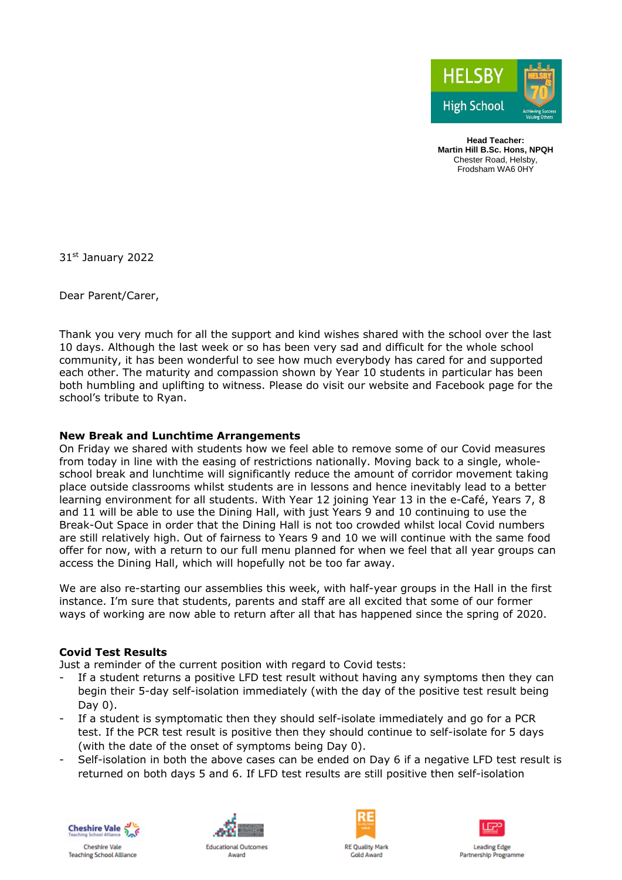HELSBY High School

**Head Teacher:**
**Martin Hill B.Sc. Hons, NPQH**
Chester Road, Helsby,
Frodsham WA6 0HY

31st January 2022

Dear Parent/Carer,

Thank you very much for all the support and kind wishes shared with the school over the last 10 days. Although the last week or so has been very sad and difficult for the whole school community, it has been wonderful to see how much everybody has cared for and supported each other. The maturity and compassion shown by Year 10 students in particular has been both humbling and uplifting to witness. Please do visit our website and Facebook page for the school's tribute to Ryan.

**New Break and Lunchtime Arrangements**

On Friday we shared with students how we feel able to remove some of our Covid measures from today in line with the easing of restrictions nationally. Moving back to a single, whole-school break and lunchtime will significantly reduce the amount of corridor movement taking place outside classrooms whilst students are in lessons and hence inevitably lead to a better learning environment for all students. With Year 12 joining Year 13 in the e-Café, Years 7, 8 and 11 will be able to use the Dining Hall, with just Years 9 and 10 continuing to use the Break-Out Space in order that the Dining Hall is not too crowded whilst local Covid numbers are still relatively high. Out of fairness to Years 9 and 10 we will continue with the same food offer for now, with a return to our full menu planned for when we feel that all year groups can access the Dining Hall, which will hopefully not be too far away.

We are also re-starting our assemblies this week, with half-year groups in the Hall in the first instance. I'm sure that students, parents and staff are all excited that some of our former ways of working are now able to return after all that has happened since the spring of 2020.

**Covid Test Results**

Just a reminder of the current position with regard to Covid tests:

- If a student returns a positive LFD test result without having any symptoms then they can begin their 5-day self-isolation immediately (with the day of the positive test result being Day 0).
- If a student is symptomatic then they should self-isolate immediately and go for a PCR test. If the PCR test result is positive then they should continue to self-isolate for 5 days (with the date of the onset of symptoms being Day 0).
- Self-isolation in both the above cases can be ended on Day 6 if a negative LFD test result is returned on both days 5 and 6. If LFD test results are still positive then self-isolation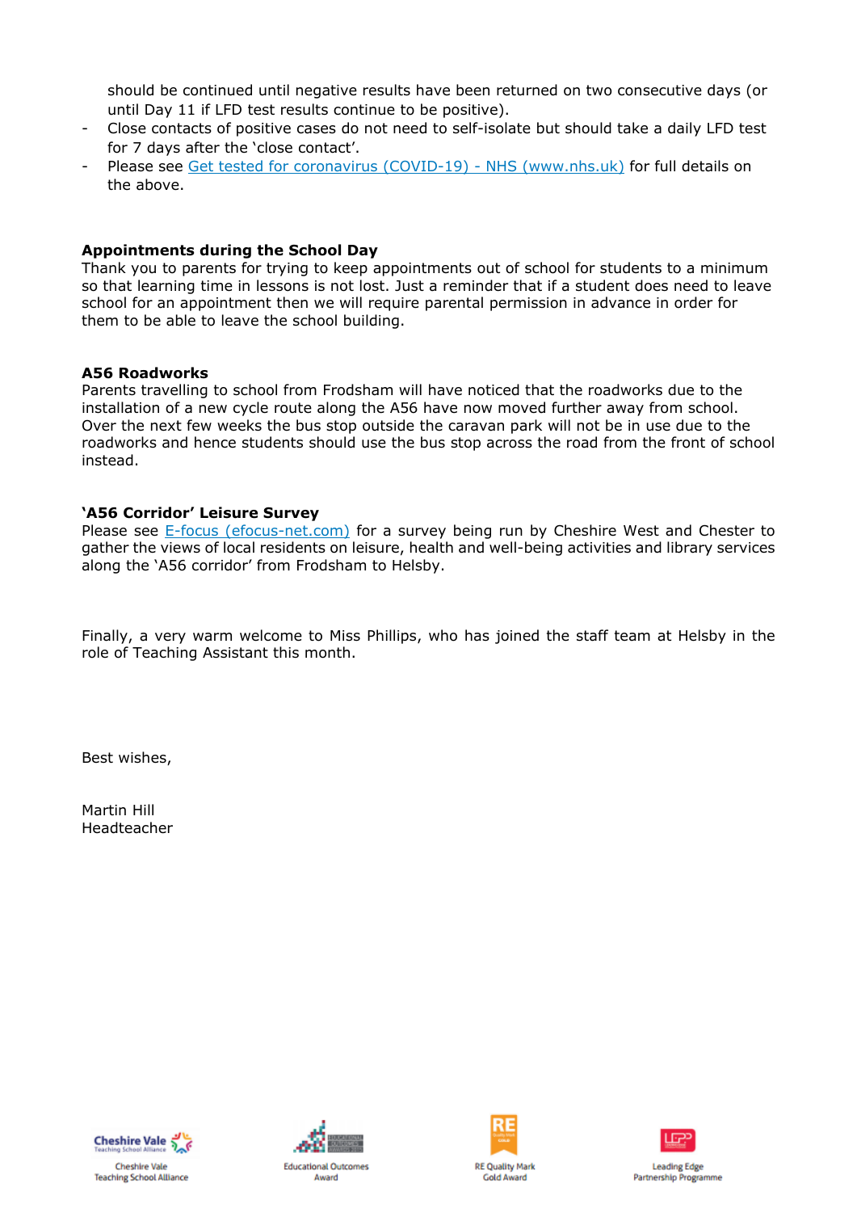should be continued until negative results have been returned on two consecutive days (or until Day 11 if LFD test results continue to be positive).

- Close contacts of positive cases do not need to self-isolate but should take a daily LFD test for 7 days after the 'close contact'.
- Please see [Get tested for coronavirus (COVID-19) - NHS (www.nhs.uk)](www.nhs.uk) for full details on the above.

**Appointments during the School Day**

Thank you to parents for trying to keep appointments out of school for students to a minimum so that learning time in lessons is not lost. Just a reminder that if a student does need to leave school for an appointment then we will require parental permission in advance in order for them to be able to leave the school building.

**A56 Roadworks**

Parents travelling to school from Frodsham will have noticed that the roadworks due to the installation of a new cycle route along the A56 have now moved further away from school. Over the next few weeks the bus stop outside the caravan park will not be in use due to the roadworks and hence students should use the bus stop across the road from the front of school instead.

**'A56 Corridor' Leisure Survey**

Please see [E-focus (efocus-net.com)](efocus-net.com) for a survey being run by Cheshire West and Chester to gather the views of local residents on leisure, health and well-being activities and library services along the 'A56 corridor' from Frodsham to Helsby.

Finally, a very warm welcome to Miss Phillips, who has joined the staff team at Helsby in the role of Teaching Assistant this month.

Best wishes,

Martin Hill
Headteacher

Cheshire Vale Teaching School Alliance

Educational Outcomes Award

RE Quality Mark Gold Award

Leading Edge Partnership Programme